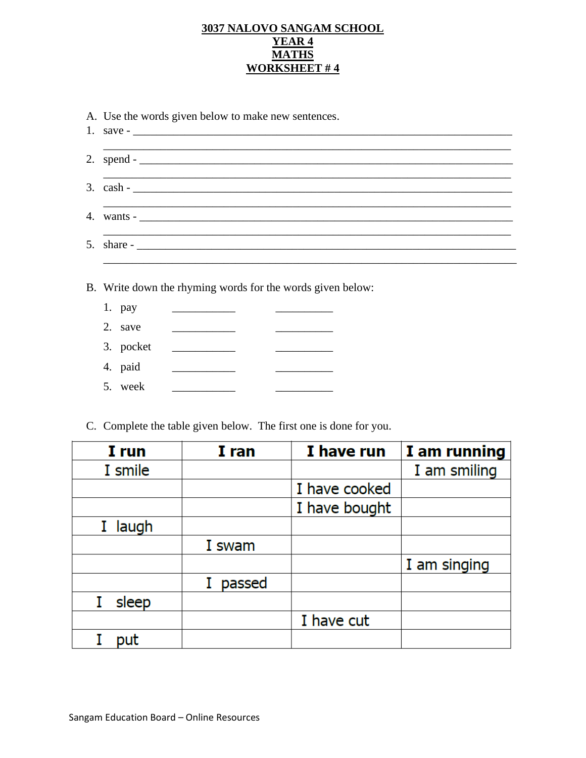**3037 NALOVO SANGAM SCHOOL**
**YEAR 4**
**MATHS**
**WORKSHEET # 4**

A. Use the words given below to make new sentences.

1. save - ______________________________________________________________________
   ______________________________________________________________________
2. spend - ______________________________________________________________________
   ______________________________________________________________________
3. cash - ______________________________________________________________________
   ______________________________________________________________________
4. wants - ______________________________________________________________________
   ______________________________________________________________________
5. share - ______________________________________________________________________
   ______________________________________________________________________

B. Write down the rhyming words for the words given below:

1. pay ___________ ___________
2. save ___________ ___________
3. pocket ___________ ___________
4. paid ___________ ___________
5. week ___________ ___________

C. Complete the table given below. The first one is done for you.

| I run | I ran | I have run | I am running |
|---|---|---|---|
| I smile | | | I am smiling |
| | | I have cooked | |
| | | I have bought | |
| I laugh | | | |
| | I swam | | |
| | | | I am singing |
| | I passed | | |
| I sleep | | | |
| | | I have cut | |
| I put | | | |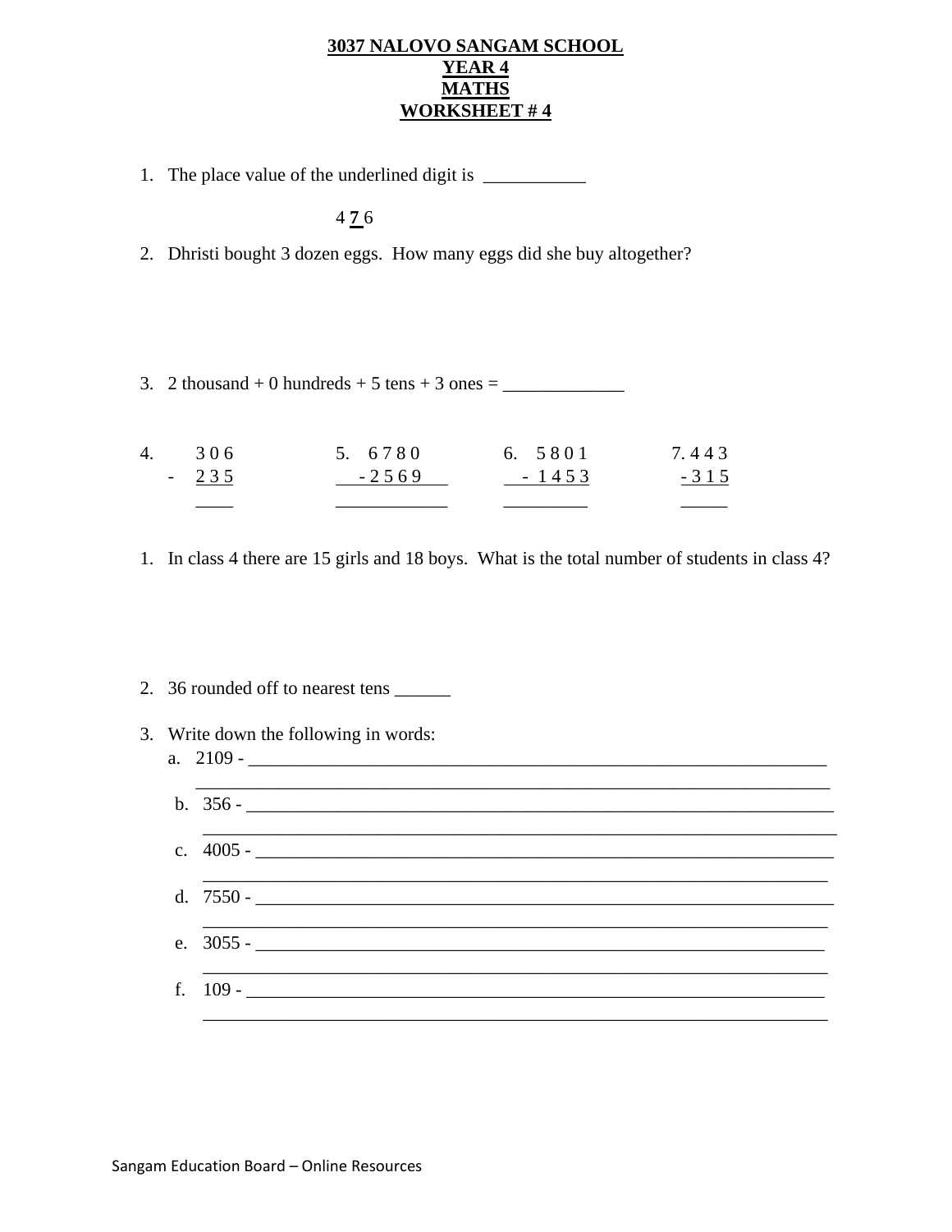**3037 NALOVO SANGAM SCHOOL**
**YEAR 4**
**MATHS**
**WORKSHEET # 4**

1. The place value of the underlined digit is ___________

   4 **7** 6

2. Dhristi bought 3 dozen eggs. How many eggs did she buy altogether?

3. 2 thousand + 0 hundreds + 5 tens + 3 ones = _____________

| 4. | 5. | 6. | 7. |
|---|---|---|---|
| 3 0 6 | 6 7 8 0 | 5 8 0 1 | 4 4 3 |
| - 2 3 5 | - 2 5 6 9 | - 1 4 5 3 | - 3 1 5 |
| ____ | ____________ | _________ | _____ |

1. In class 4 there are 15 girls and 18 boys. What is the total number of students in class 4?

2. 36 rounded off to nearest tens ______

3. Write down the following in words:
   a. 2109 - ________________________________________________________________
   b. 356 - ________________________________________________________________
   c. 4005 - ________________________________________________________________
   d. 7550 - ________________________________________________________________
   e. 3055 - ________________________________________________________________
   f. 109 - ________________________________________________________________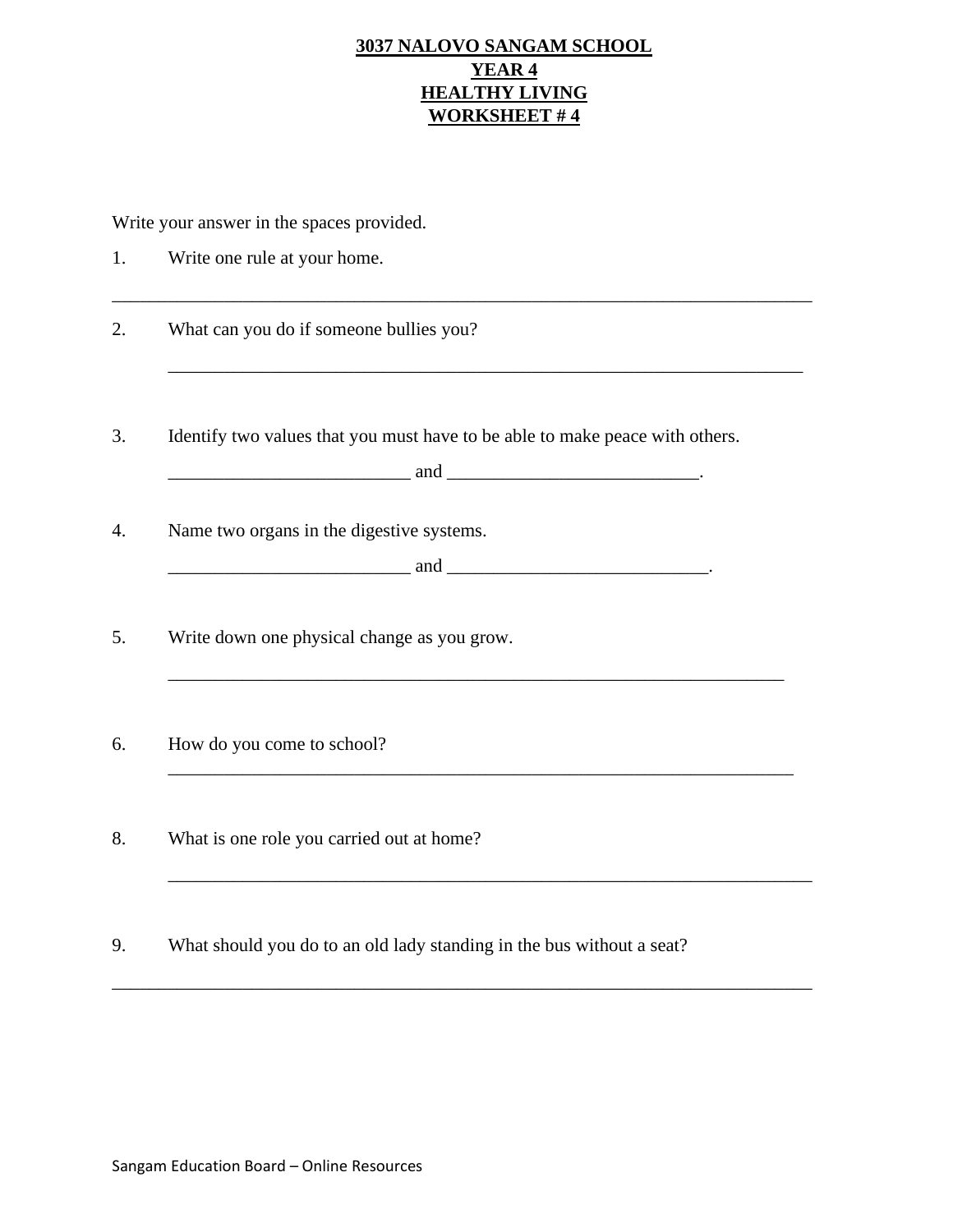**3037 NALOVO SANGAM SCHOOL**
**YEAR 4**
**HEALTHY LIVING**
**WORKSHEET # 4**

Write your answer in the spaces provided.

1. Write one rule at your home.

_____________________________________________________________________________

2. What can you do if someone bullies you?

_____________________________________________________________________

3. Identify two values that you must have to be able to make peace with others.

__________________________ and ___________________________.

4. Name two organs in the digestive systems.

__________________________ and ____________________________.

5. Write down one physical change as you grow.

___________________________________________________________________

6. How do you come to school?

____________________________________________________________________

8. What is one role you carried out at home?

______________________________________________________________________

9. What should you do to an old lady standing in the bus without a seat?

_____________________________________________________________________________

Sangam Education Board – Online Resources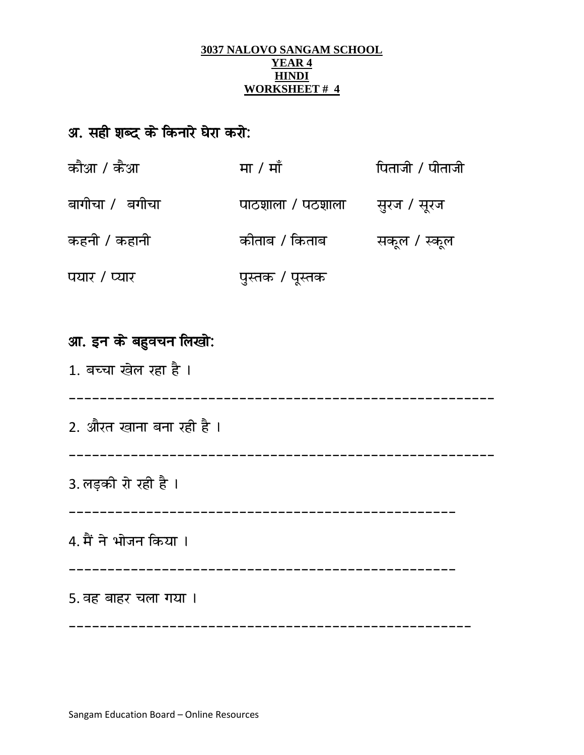**3037 NALOVO SANGAM SCHOOL**
**YEAR 4**
**HINDI**
**WORKSHEET # 4**

## अ. सही शब्द के किनारे घेरा करो:

| | | |
|---|---|---|
| कौआ / कैआ | मा / माँ | पिताजी / पीताजी |
| बागीचा / बगीचा | पाठशाला / पठशाला | सुरज / सूरज |
| कहनी / कहानी | कीताब / किताब | सकूल / स्कूल |
| पयार / प्यार | पुस्तक / पूस्तक | |

## आ. इन के बहुवचन लिखो:

1. बच्चा खेल रहा है ।

-----------------------------------------------------

2. औरत खाना बना रही है ।

-----------------------------------------------------

3. लड़की रो रही है ।

-----------------------------------------------------

4. मैं ने भोजन किया ।

-----------------------------------------------------

5. वह बाहर चला गया ।

-----------------------------------------------------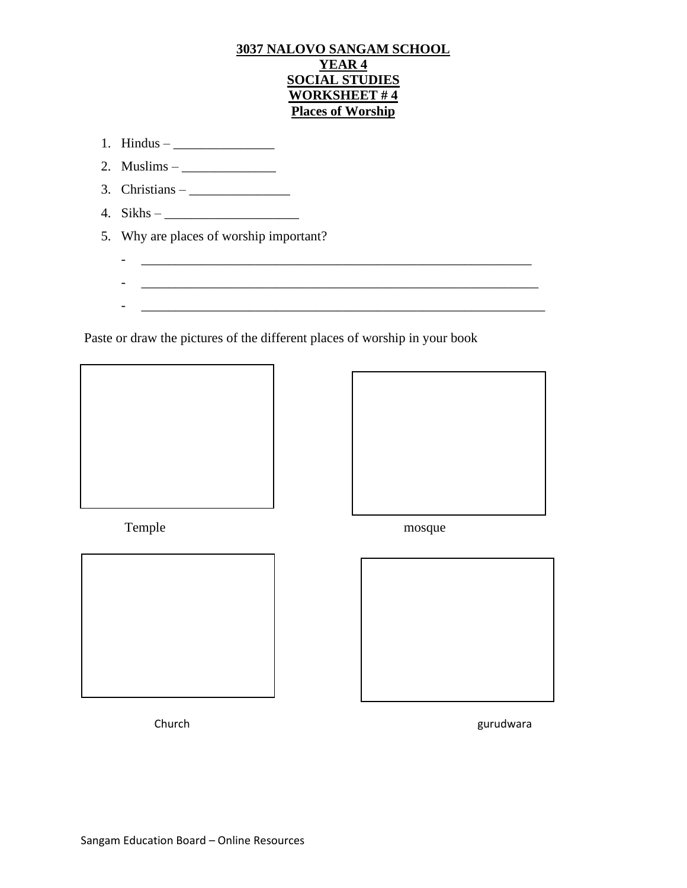**3037 NALOVO SANGAM SCHOOL**
**YEAR 4**
**SOCIAL STUDIES**
**WORKSHEET # 4**
**Places of Worship**

1. Hindus – _______________
2. Muslims – ______________
3. Christians – _______________
4. Sikhs – ____________________
5. Why are places of worship important?
   - ____________________________________________________________
   - _____________________________________________________________
   - ______________________________________________________________

Paste or draw the pictures of the different places of worship in your book

Temple

mosque

Church

gurudwara

Sangam Education Board – Online Resources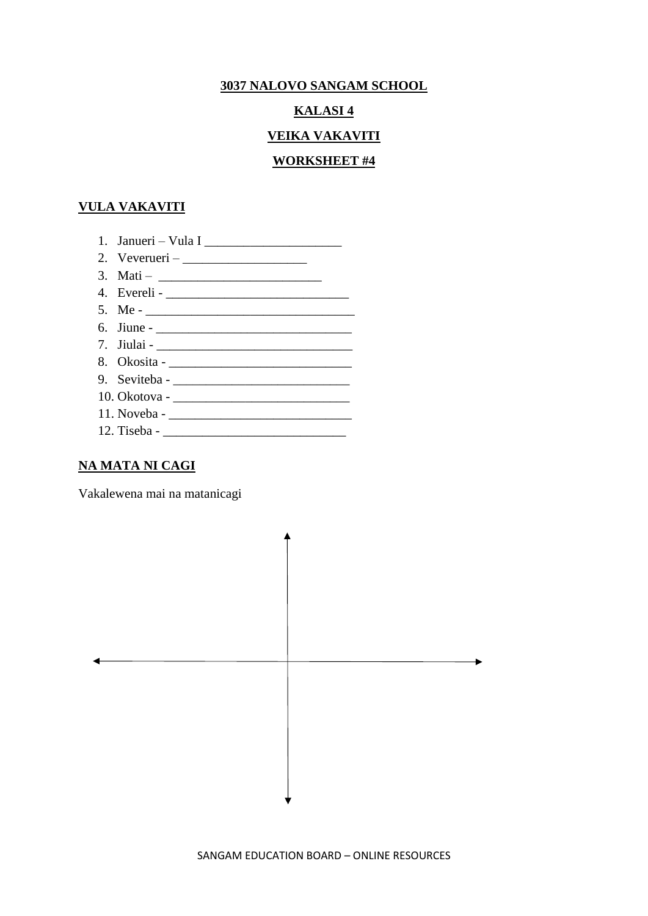**3037 NALOVO SANGAM SCHOOL**

**KALASI 4**

**VEIKA VAKAVITI**

**WORKSHEET #4**

**VULA VAKAVITI**

1. Janueri – Vula I ____________________
2. Veverueri – __________________
3. Mati – _______________________
4. Evereli - ___________________________
5. Me - ______________________________
6. Jiune - ____________________________
7. Jiulai - ____________________________
8. Okosita - ___________________________
9. Seviteba - __________________________
10. Okotova - __________________________
11. Noveba - ___________________________
12. Tiseba - ___________________________

**NA MATA NI CAGI**

Vakalewena mai na matanicagi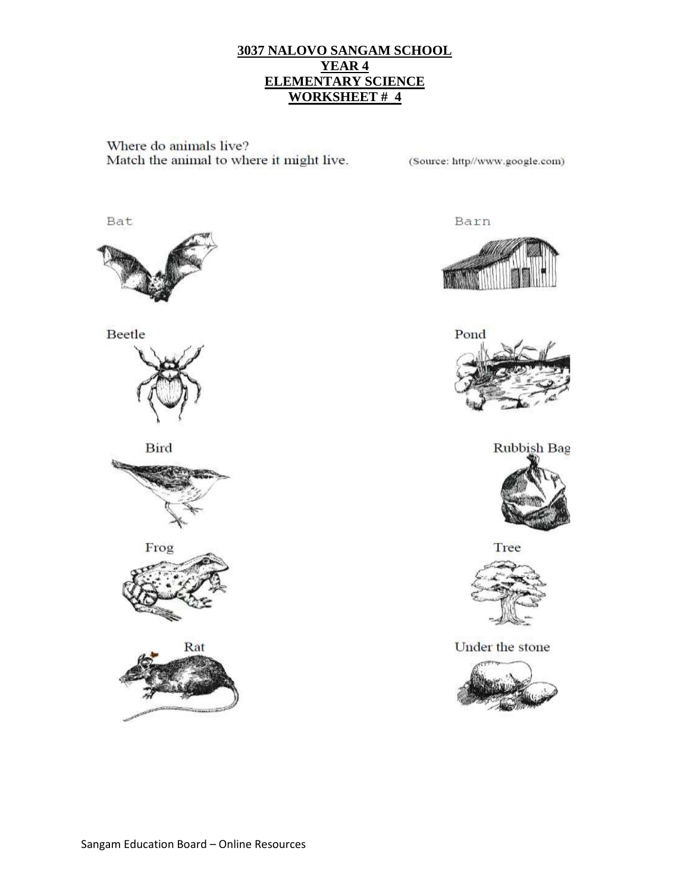**3037 NALOVO SANGAM SCHOOL**
**YEAR 4**
**ELEMENTARY SCIENCE**
**WORKSHEET # 4**

Where do animals live?
Match the animal to where it might live.

(Source: http//www.google.com)

Bat

Beetle

Bird

Frog

Rat

Barn

Pond

Rubbish Bag

Tree

Under the stone